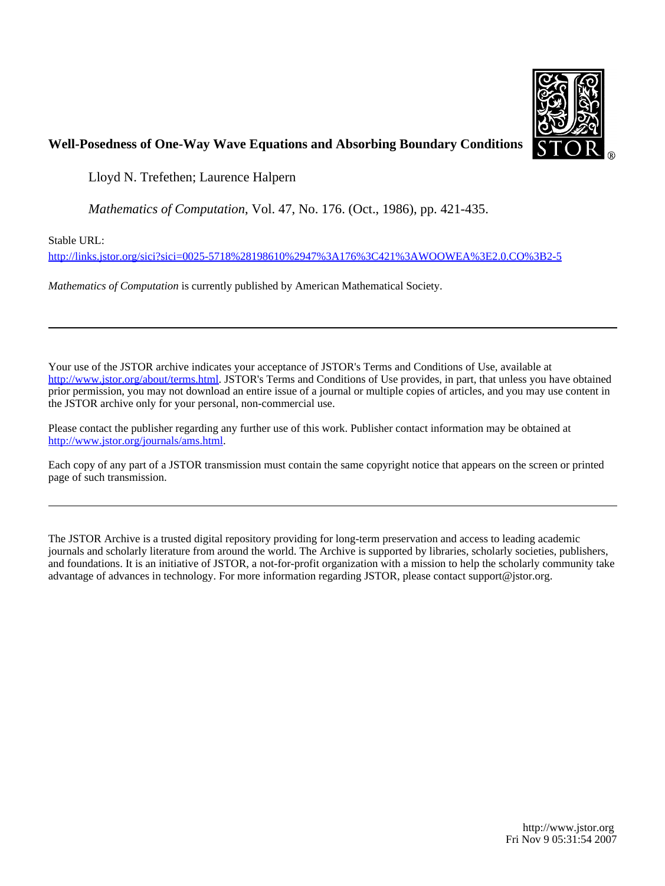# Well-Posedness of One-Way Wave Equations and Absorbing Boundary Conditions

Lloyd N. Trefethen; Laurence Halpern

*Mathematics of Computation*, Vol. 47, No. 176. (Oct., 1986), pp. 421-435.

Stable URL:

http://links.jstor.org/sici?sici=0025-5718%28198610%2947%3A176%3C421%3AWOOWEA%3E2.0.CO%3B2-5

*Mathematics of Computation* is currently published by American Mathematical Society.

---

Your use of the JSTOR archive indicates your acceptance of JSTOR's Terms and Conditions of Use, available at http://www.jstor.org/about/terms.html. JSTOR's Terms and Conditions of Use provides, in part, that unless you have obtained prior permission, you may not download an entire issue of a journal or multiple copies of articles, and you may use content in the JSTOR archive only for your personal, non-commercial use.

Please contact the publisher regarding any further use of this work. Publisher contact information may be obtained at http://www.jstor.org/journals/ams.html.

Each copy of any part of a JSTOR transmission must contain the same copyright notice that appears on the screen or printed page of such transmission.

---

The JSTOR Archive is a trusted digital repository providing for long-term preservation and access to leading academic journals and scholarly literature from around the world. The Archive is supported by libraries, scholarly societies, publishers, and foundations. It is an initiative of JSTOR, a not-for-profit organization with a mission to help the scholarly community take advantage of advances in technology. For more information regarding JSTOR, please contact support@jstor.org.

http://www.jstor.org
Fri Nov 9 05:31:54 2007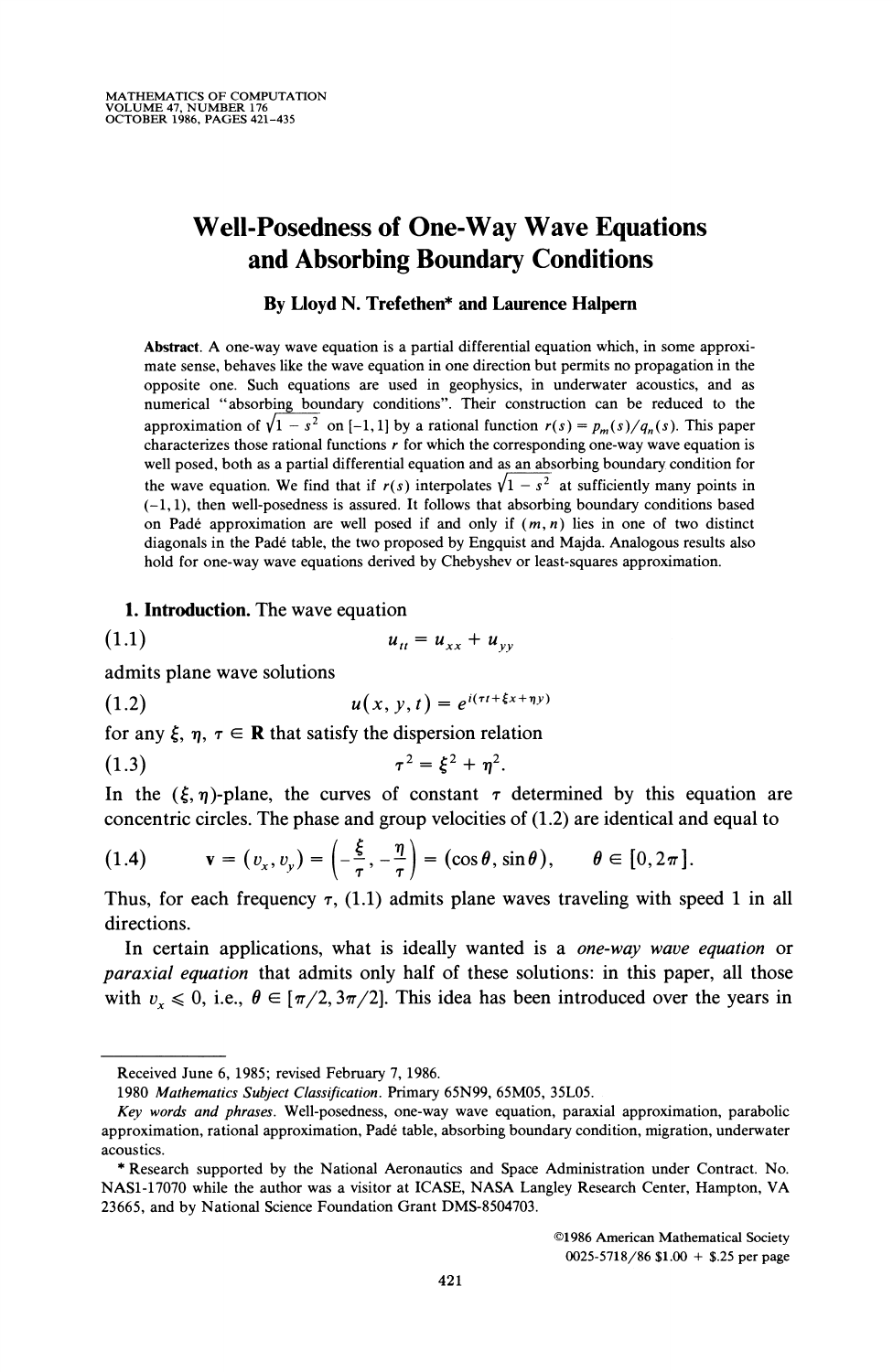# Well-Posedness of One-Way Wave Equations and Absorbing Boundary Conditions

**By Lloyd N. Trefethen\* and Laurence Halpern**

**Abstract.** A one-way wave equation is a partial differential equation which, in some approximate sense, behaves like the wave equation in one direction but permits no propagation in the opposite one. Such equations are used in geophysics, in underwater acoustics, and as numerical "absorbing boundary conditions". Their construction can be reduced to the approximation of $\sqrt{1-s^2}$ on $[-1,1]$ by a rational function $r(s) = p_m(s)/q_n(s)$. This paper characterizes those rational functions $r$ for which the corresponding one-way wave equation is well posed, both as a partial differential equation and as an absorbing boundary condition for the wave equation. We find that if $r(s)$ interpolates $\sqrt{1-s^2}$ at sufficiently many points in $(-1,1)$, then well-posedness is assured. It follows that absorbing boundary conditions based on Padé approximation are well posed if and only if $(m,n)$ lies in one of two distinct diagonals in the Padé table, the two proposed by Engquist and Majda. Analogous results also hold for one-way wave equations derived by Chebyshev or least-squares approximation.

**1. Introduction.** The wave equation

$$u_{tt} = u_{xx} + u_{yy} \tag{1.1}$$

admits plane wave solutions

$$u(x,y,t) = e^{i(\tau t + \xi x + \eta y)} \tag{1.2}$$

for any $\xi, \eta, \tau \in \mathbf{R}$ that satisfy the dispersion relation

$$\tau^2 = \xi^2 + \eta^2. \tag{1.3}$$

In the $(\xi,\eta)$-plane, the curves of constant $\tau$ determined by this equation are concentric circles. The phase and group velocities of (1.2) are identical and equal to

$$\mathbf{v} = (v_x, v_y) = \left(-\frac{\xi}{\tau}, -\frac{\eta}{\tau}\right) = (\cos\theta, \sin\theta), \qquad \theta \in [0, 2\pi]. \tag{1.4}$$

Thus, for each frequency $\tau$, (1.1) admits plane waves traveling with speed 1 in all directions.

In certain applications, what is ideally wanted is a *one-way wave equation* or *paraxial equation* that admits only half of these solutions: in this paper, all those with $v_x \leqslant 0$, i.e., $\theta \in [\pi/2, 3\pi/2]$. This idea has been introduced over the years in

---

Received June 6, 1985; revised February 7, 1986.

1980 *Mathematics Subject Classification*. Primary 65N99, 65M05, 35L05.

*Key words and phrases*. Well-posedness, one-way wave equation, paraxial approximation, parabolic approximation, rational approximation, Padé table, absorbing boundary condition, migration, underwater acoustics.

\* Research supported by the National Aeronautics and Space Administration under Contract. No. NAS1-17070 while the author was a visitor at ICASE, NASA Langley Research Center, Hampton, VA 23665, and by National Science Foundation Grant DMS-8504703.

©1986 American Mathematical Society
0025-5718/86 $1.00 + $.25 per page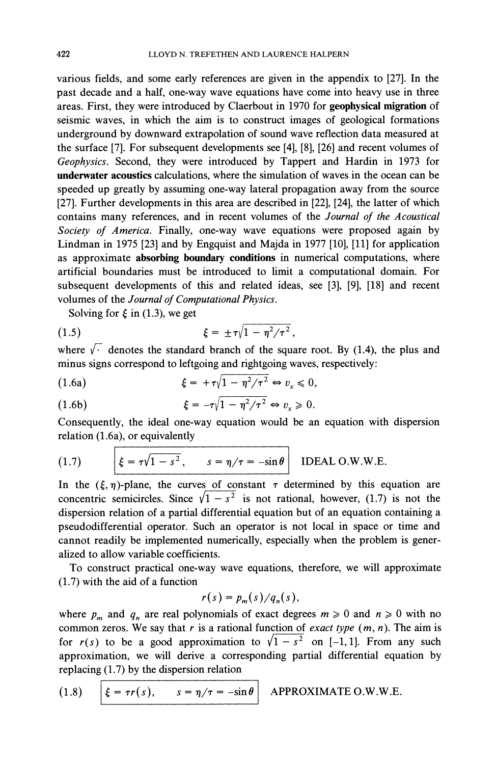various fields, and some early references are given in the appendix to [27]. In the past decade and a half, one-way wave equations have come into heavy use in three areas. First, they were introduced by Claerbout in 1970 for **geophysical migration** of seismic waves, in which the aim is to construct images of geological formations underground by downward extrapolation of sound wave reflection data measured at the surface [7]. For subsequent developments see [4], [8], [26] and recent volumes of *Geophysics*. Second, they were introduced by Tappert and Hardin in 1973 for **underwater acoustics** calculations, where the simulation of waves in the ocean can be speeded up greatly by assuming one-way lateral propagation away from the source [27]. Further developments in this area are described in [22], [24], the latter of which contains many references, and in recent volumes of the *Journal of the Acoustical Society of America*. Finally, one-way wave equations were proposed again by Lindman in 1975 [23] and by Engquist and Majda in 1977 [10], [11] for application as approximate **absorbing boundary conditions** in numerical computations, where artificial boundaries must be introduced to limit a computational domain. For subsequent developments of this and related ideas, see [3], [9], [18] and recent volumes of the *Journal of Computational Physics*.

Solving for $\xi$ in (1.3), we get

$$\xi = \pm\tau\sqrt{1-\eta^2/\tau^2}, \tag{1.5}$$

where $\sqrt{\cdot}$ denotes the standard branch of the square root. By (1.4), the plus and minus signs correspond to leftgoing and rightgoing waves, respectively:

$$\xi = +\tau\sqrt{1-\eta^2/\tau^2} \Leftrightarrow v_x \leqslant 0, \tag{1.6a}$$

$$\xi = -\tau\sqrt{1-\eta^2/\tau^2} \Leftrightarrow v_x \geqslant 0. \tag{1.6b}$$

Consequently, the ideal one-way equation would be an equation with dispersion relation (1.6a), or equivalently

$$\boxed{\xi = \tau\sqrt{1-s^2}, \qquad s = \eta/\tau = -\sin\theta} \quad \text{IDEAL O.W.W.E.} \tag{1.7}$$

In the $(\xi, \eta)$-plane, the curves of constant $\tau$ determined by this equation are concentric semicircles. Since $\sqrt{1-s^2}$ is not rational, however, (1.7) is not the dispersion relation of a partial differential equation but of an equation containing a pseudodifferential operator. Such an operator is not local in space or time and cannot readily be implemented numerically, especially when the problem is generalized to allow variable coefficients.

To construct practical one-way wave equations, therefore, we will approximate (1.7) with the aid of a function

$$r(s) = p_m(s)/q_n(s),$$

where $p_m$ and $q_n$ are real polynomials of exact degrees $m \geqslant 0$ and $n \geqslant 0$ with no common zeros. We say that $r$ is a rational function of *exact type* $(m, n)$. The aim is for $r(s)$ to be a good approximation to $\sqrt{1-s^2}$ on $[-1, 1]$. From any such approximation, we will derive a corresponding partial differential equation by replacing (1.7) by the dispersion relation

$$\boxed{\xi = \tau r(s), \qquad s = \eta/\tau = -\sin\theta} \quad \text{APPROXIMATE O.W.W.E.} \tag{1.8}$$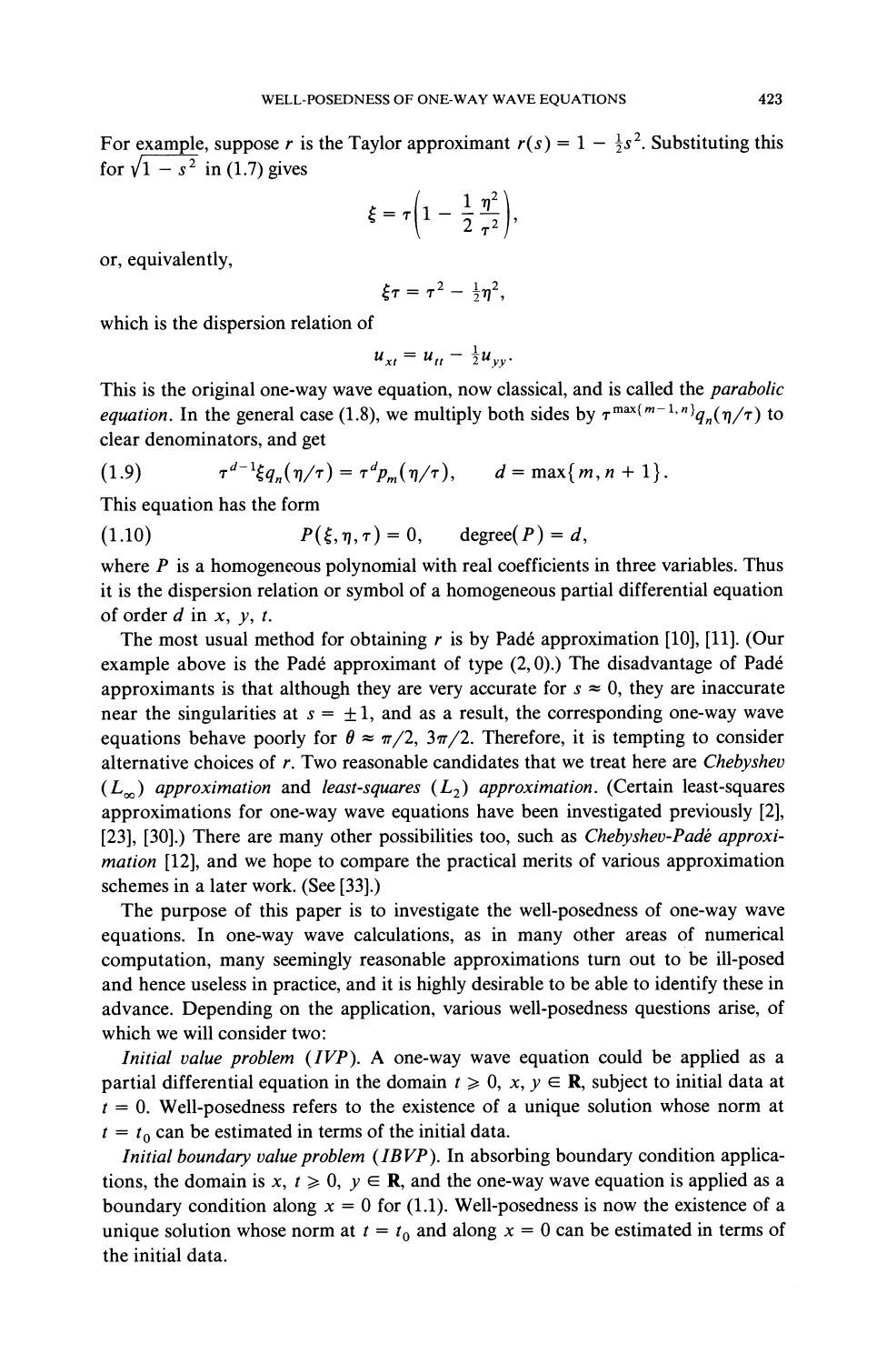For example, suppose $r$ is the Taylor approximant $r(s) = 1 - \frac{1}{2}s^2$. Substituting this for $\sqrt{1 - s^2}$ in (1.7) gives

$$\xi = \tau\left(1 - \frac{1}{2}\frac{\eta^2}{\tau^2}\right),$$

or, equivalently,

$$\xi\tau = \tau^2 - \tfrac{1}{2}\eta^2,$$

which is the dispersion relation of

$$u_{xt} = u_{tt} - \tfrac{1}{2}u_{yy}.$$

This is the original one-way wave equation, now classical, and is called the *parabolic equation*. In the general case (1.8), we multiply both sides by $\tau^{\max\{m-1,n\}}q_n(\eta/\tau)$ to clear denominators, and get

$$\tau^{d-1}\xi q_n(\eta/\tau) = \tau^d p_m(\eta/\tau), \qquad d = \max\{m, n+1\}. \tag{1.9}$$

This equation has the form

$$P(\xi, \eta, \tau) = 0, \qquad \text{degree}(P) = d, \tag{1.10}$$

where $P$ is a homogeneous polynomial with real coefficients in three variables. Thus it is the dispersion relation or symbol of a homogeneous partial differential equation of order $d$ in $x$, $y$, $t$.

The most usual method for obtaining $r$ is by Padé approximation [10], [11]. (Our example above is the Padé approximant of type $(2,0)$.) The disadvantage of Padé approximants is that although they are very accurate for $s \approx 0$, they are inaccurate near the singularities at $s = \pm 1$, and as a result, the corresponding one-way wave equations behave poorly for $\theta \approx \pi/2$, $3\pi/2$. Therefore, it is tempting to consider alternative choices of $r$. Two reasonable candidates that we treat here are *Chebyshev* ($L_\infty$) *approximation* and *least-squares* ($L_2$) *approximation*. (Certain least-squares approximations for one-way wave equations have been investigated previously [2], [23], [30].) There are many other possibilities too, such as *Chebyshev-Padé approximation* [12], and we hope to compare the practical merits of various approximation schemes in a later work. (See [33].)

The purpose of this paper is to investigate the well-posedness of one-way wave equations. In one-way wave calculations, as in many other areas of numerical computation, many seemingly reasonable approximations turn out to be ill-posed and hence useless in practice, and it is highly desirable to be able to identify these in advance. Depending on the application, various well-posedness questions arise, of which we will consider two:

*Initial value problem* (*IVP*). A one-way wave equation could be applied as a partial differential equation in the domain $t \geq 0$, $x, y \in \mathbf{R}$, subject to initial data at $t = 0$. Well-posedness refers to the existence of a unique solution whose norm at $t = t_0$ can be estimated in terms of the initial data.

*Initial boundary value problem* (*IBVP*). In absorbing boundary condition applications, the domain is $x, t \geq 0$, $y \in \mathbf{R}$, and the one-way wave equation is applied as a boundary condition along $x = 0$ for (1.1). Well-posedness is now the existence of a unique solution whose norm at $t = t_0$ and along $x = 0$ can be estimated in terms of the initial data.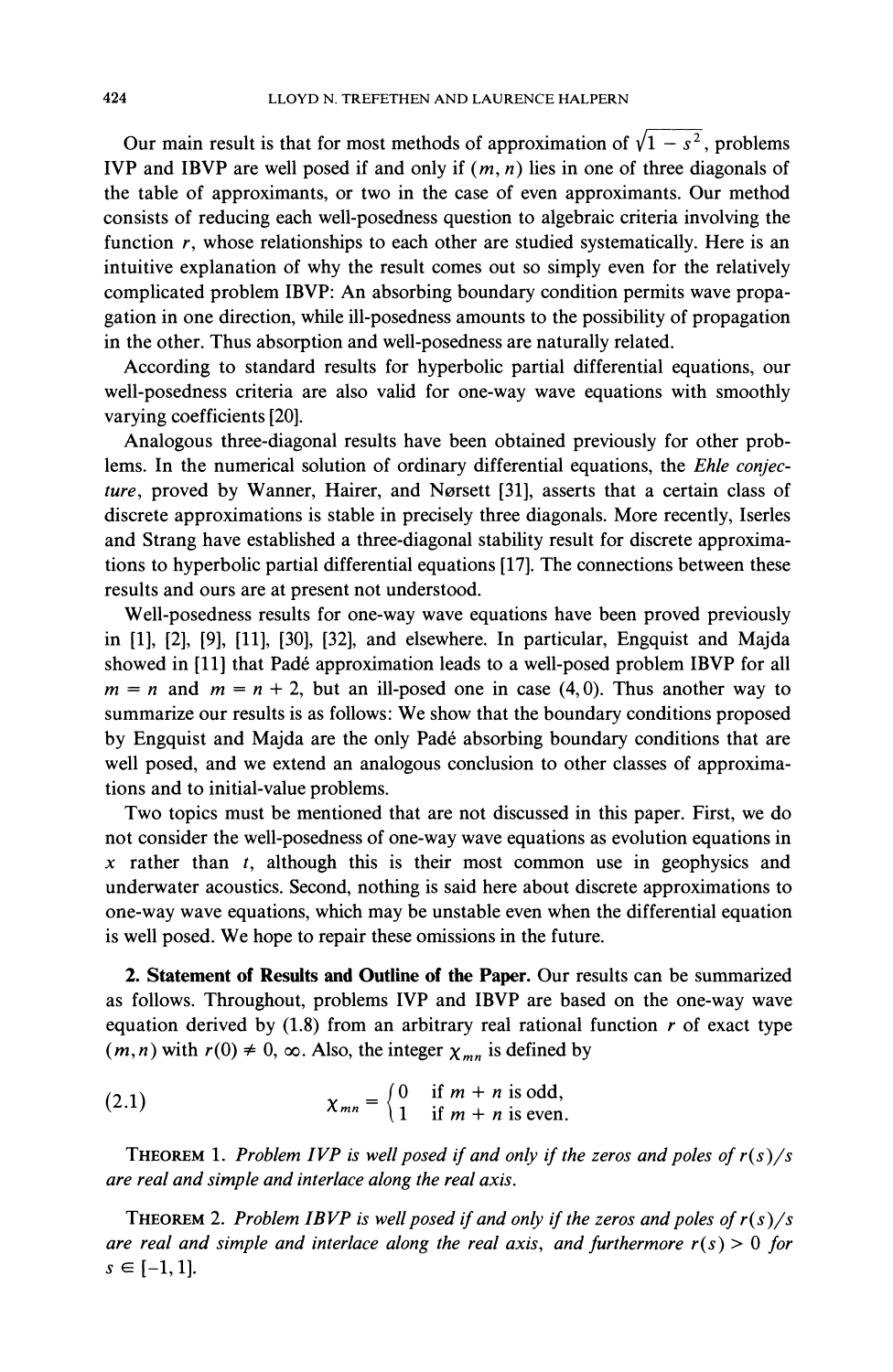Our main result is that for most methods of approximation of $\sqrt{1-s^2}$, problems IVP and IBVP are well posed if and only if $(m, n)$ lies in one of three diagonals of the table of approximants, or two in the case of even approximants. Our method consists of reducing each well-posedness question to algebraic criteria involving the function $r$, whose relationships to each other are studied systematically. Here is an intuitive explanation of why the result comes out so simply even for the relatively complicated problem IBVP: An absorbing boundary condition permits wave propagation in one direction, while ill-posedness amounts to the possibility of propagation in the other. Thus absorption and well-posedness are naturally related.

According to standard results for hyperbolic partial differential equations, our well-posedness criteria are also valid for one-way wave equations with smoothly varying coefficients [20].

Analogous three-diagonal results have been obtained previously for other problems. In the numerical solution of ordinary differential equations, the *Ehle conjecture*, proved by Wanner, Hairer, and Nørsett [31], asserts that a certain class of discrete approximations is stable in precisely three diagonals. More recently, Iserles and Strang have established a three-diagonal stability result for discrete approximations to hyperbolic partial differential equations [17]. The connections between these results and ours are at present not understood.

Well-posedness results for one-way wave equations have been proved previously in [1], [2], [9], [11], [30], [32], and elsewhere. In particular, Engquist and Majda showed in [11] that Padé approximation leads to a well-posed problem IBVP for all $m = n$ and $m = n + 2$, but an ill-posed one in case $(4, 0)$. Thus another way to summarize our results is as follows: We show that the boundary conditions proposed by Engquist and Majda are the only Padé absorbing boundary conditions that are well posed, and we extend an analogous conclusion to other classes of approximations and to initial-value problems.

Two topics must be mentioned that are not discussed in this paper. First, we do not consider the well-posedness of one-way wave equations as evolution equations in $x$ rather than $t$, although this is their most common use in geophysics and underwater acoustics. Second, nothing is said here about discrete approximations to one-way wave equations, which may be unstable even when the differential equation is well posed. We hope to repair these omissions in the future.

**2. Statement of Results and Outline of the Paper.** Our results can be summarized as follows. Throughout, problems IVP and IBVP are based on the one-way wave equation derived by (1.8) from an arbitrary real rational function $r$ of exact type $(m, n)$ with $r(0) \neq 0, \infty$. Also, the integer $\chi_{mn}$ is defined by

$$\chi_{mn} = \begin{cases} 0 & \text{if } m + n \text{ is odd,} \\ 1 & \text{if } m + n \text{ is even.} \end{cases} \tag{2.1}$$

THEOREM 1. *Problem IVP is well posed if and only if the zeros and poles of $r(s)/s$ are real and simple and interlace along the real axis.*

THEOREM 2. *Problem IBVP is well posed if and only if the zeros and poles of $r(s)/s$ are real and simple and interlace along the real axis, and furthermore $r(s) > 0$ for $s \in [-1, 1]$.*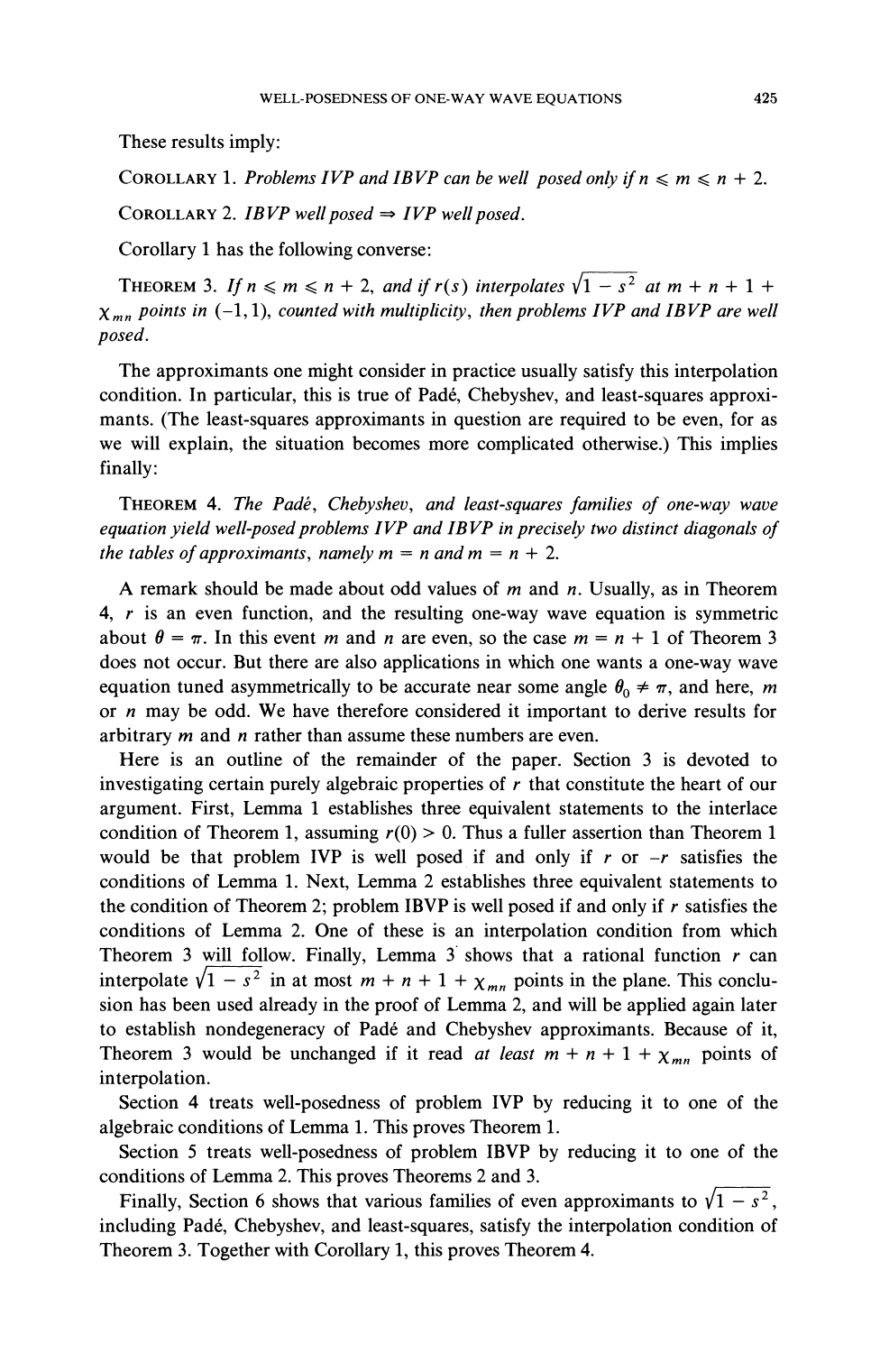These results imply:

COROLLARY 1. *Problems IVP and IBVP can be well posed only if $n \leqslant m \leqslant n + 2$.*

COROLLARY 2. *IBVP well posed $\Rightarrow$ IVP well posed.*

Corollary 1 has the following converse:

THEOREM 3. *If $n \leqslant m \leqslant n + 2$, and if $r(s)$ interpolates $\sqrt{1 - s^2}$ at $m + n + 1 + \chi_{mn}$ points in $(-1, 1)$, counted with multiplicity, then problems IVP and IBVP are well posed.*

The approximants one might consider in practice usually satisfy this interpolation condition. In particular, this is true of Padé, Chebyshev, and least-squares approximants. (The least-squares approximants in question are required to be even, for as we will explain, the situation becomes more complicated otherwise.) This implies finally:

THEOREM 4. *The Padé, Chebyshev, and least-squares families of one-way wave equation yield well-posed problems IVP and IBVP in precisely two distinct diagonals of the tables of approximants, namely $m = n$ and $m = n + 2$.*

A remark should be made about odd values of $m$ and $n$. Usually, as in Theorem 4, $r$ is an even function, and the resulting one-way wave equation is symmetric about $\theta = \pi$. In this event $m$ and $n$ are even, so the case $m = n + 1$ of Theorem 3 does not occur. But there are also applications in which one wants a one-way wave equation tuned asymmetrically to be accurate near some angle $\theta_0 \neq \pi$, and here, $m$ or $n$ may be odd. We have therefore considered it important to derive results for arbitrary $m$ and $n$ rather than assume these numbers are even.

Here is an outline of the remainder of the paper. Section 3 is devoted to investigating certain purely algebraic properties of $r$ that constitute the heart of our argument. First, Lemma 1 establishes three equivalent statements to the interlace condition of Theorem 1, assuming $r(0) > 0$. Thus a fuller assertion than Theorem 1 would be that problem IVP is well posed if and only if $r$ or $-r$ satisfies the conditions of Lemma 1. Next, Lemma 2 establishes three equivalent statements to the condition of Theorem 2; problem IBVP is well posed if and only if $r$ satisfies the conditions of Lemma 2. One of these is an interpolation condition from which Theorem 3 will follow. Finally, Lemma 3 shows that a rational function $r$ can interpolate $\sqrt{1 - s^2}$ in at most $m + n + 1 + \chi_{mn}$ points in the plane. This conclusion has been used already in the proof of Lemma 2, and will be applied again later to establish nondegeneracy of Padé and Chebyshev approximants. Because of it, Theorem 3 would be unchanged if it read *at least* $m + n + 1 + \chi_{mn}$ points of interpolation.

Section 4 treats well-posedness of problem IVP by reducing it to one of the algebraic conditions of Lemma 1. This proves Theorem 1.

Section 5 treats well-posedness of problem IBVP by reducing it to one of the conditions of Lemma 2. This proves Theorems 2 and 3.

Finally, Section 6 shows that various families of even approximants to $\sqrt{1 - s^2}$, including Padé, Chebyshev, and least-squares, satisfy the interpolation condition of Theorem 3. Together with Corollary 1, this proves Theorem 4.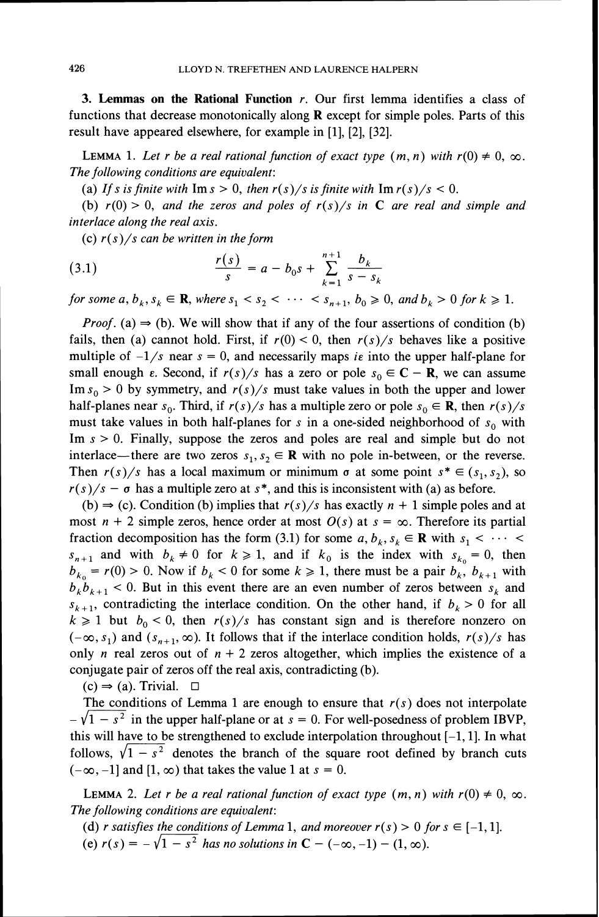## 3. Lemmas on the Rational Function $r$.

Our first lemma identifies a class of functions that decrease monotonically along $\mathbf{R}$ except for simple poles. Parts of this result have appeared elsewhere, for example in [1], [2], [32].

LEMMA 1. *Let $r$ be a real rational function of exact type $(m, n)$ with $r(0) \neq 0, \infty$. The following conditions are equivalent*:

(a) *If $s$ is finite with $\operatorname{Im} s > 0$, then $r(s)/s$ is finite with $\operatorname{Im} r(s)/s < 0$.*

(b) *$r(0) > 0$, and the zeros and poles of $r(s)/s$ in $\mathbf{C}$ are real and simple and interlace along the real axis.*

(c) *$r(s)/s$ can be written in the form*

$$\frac{r(s)}{s} = a - b_0 s + \sum_{k=1}^{n+1} \frac{b_k}{s - s_k} \tag{3.1}$$

*for some $a, b_k, s_k \in \mathbf{R}$, where $s_1 < s_2 < \cdots < s_{n+1}$, $b_0 \geqslant 0$, and $b_k > 0$ for $k \geqslant 1$.*

*Proof.* (a) $\Rightarrow$ (b). We will show that if any of the four assertions of condition (b) fails, then (a) cannot hold. First, if $r(0) < 0$, then $r(s)/s$ behaves like a positive multiple of $-1/s$ near $s = 0$, and necessarily maps $i\varepsilon$ into the upper half-plane for small enough $\varepsilon$. Second, if $r(s)/s$ has a zero or pole $s_0 \in \mathbf{C} - \mathbf{R}$, we can assume $\operatorname{Im} s_0 > 0$ by symmetry, and $r(s)/s$ must take values in both the upper and lower half-planes near $s_0$. Third, if $r(s)/s$ has a multiple zero or pole $s_0 \in \mathbf{R}$, then $r(s)/s$ must take values in both half-planes for $s$ in a one-sided neighborhood of $s_0$ with $\operatorname{Im} s > 0$. Finally, suppose the zeros and poles are real and simple but do not interlace—there are two zeros $s_1, s_2 \in \mathbf{R}$ with no pole in-between, or the reverse. Then $r(s)/s$ has a local maximum or minimum $\sigma$ at some point $s^* \in (s_1, s_2)$, so $r(s)/s - \sigma$ has a multiple zero at $s^*$, and this is inconsistent with (a) as before.

(b) $\Rightarrow$ (c). Condition (b) implies that $r(s)/s$ has exactly $n + 1$ simple poles and at most $n + 2$ simple zeros, hence order at most $O(s)$ at $s = \infty$. Therefore its partial fraction decomposition has the form (3.1) for some $a, b_k, s_k \in \mathbf{R}$ with $s_1 < \cdots < s_{n+1}$ and with $b_k \neq 0$ for $k \geqslant 1$, and if $k_0$ is the index with $s_{k_0} = 0$, then $b_{k_0} = r(0) > 0$. Now if $b_k < 0$ for some $k \geqslant 1$, there must be a pair $b_k$, $b_{k+1}$ with $b_k b_{k+1} < 0$. But in this event there are an even number of zeros between $s_k$ and $s_{k+1}$, contradicting the interlace condition. On the other hand, if $b_k > 0$ for all $k \geqslant 1$ but $b_0 < 0$, then $r(s)/s$ has constant sign and is therefore nonzero on $(-\infty, s_1)$ and $(s_{n+1}, \infty)$. It follows that if the interlace condition holds, $r(s)/s$ has only $n$ real zeros out of $n + 2$ zeros altogether, which implies the existence of a conjugate pair of zeros off the real axis, contradicting (b).

(c) $\Rightarrow$ (a). Trivial. $\square$

The conditions of Lemma 1 are enough to ensure that $r(s)$ does not interpolate $-\sqrt{1 - s^2}$ in the upper half-plane or at $s = 0$. For well-posedness of problem IBVP, this will have to be strengthened to exclude interpolation throughout $[-1, 1]$. In what follows, $\sqrt{1 - s^2}$ denotes the branch of the square root defined by branch cuts $(-\infty, -1]$ and $[1, \infty)$ that takes the value 1 at $s = 0$.

LEMMA 2. *Let $r$ be a real rational function of exact type $(m, n)$ with $r(0) \neq 0, \infty$. The following conditions are equivalent*:

(d) *$r$ satisfies the conditions of Lemma 1, and moreover $r(s) > 0$ for $s \in [-1, 1]$.*

(e) *$r(s) = -\sqrt{1 - s^2}$ has no solutions in $\mathbf{C} - (-\infty, -1) - (1, \infty)$.*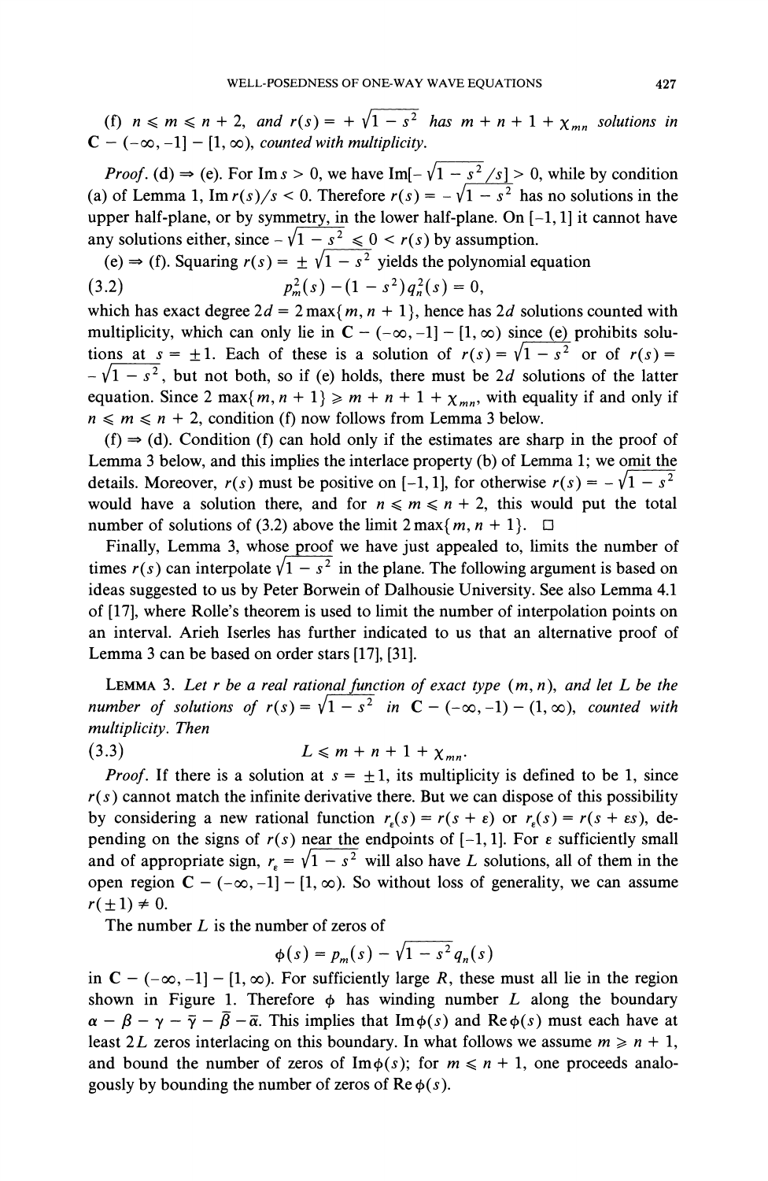(f) $n \leqslant m \leqslant n+2$, *and* $r(s) = +\sqrt{1-s^2}$ *has* $m+n+1+\chi_{mn}$ *solutions in* $\mathbf{C} - (-\infty, -1] - [1, \infty)$, *counted with multiplicity.*

*Proof.* (d) $\Rightarrow$ (e). For $\operatorname{Im} s > 0$, we have $\operatorname{Im}[-\sqrt{1-s^2}/s] > 0$, while by condition (a) of Lemma 1, $\operatorname{Im} r(s)/s < 0$. Therefore $r(s) = -\sqrt{1-s^2}$ has no solutions in the upper half-plane, or by symmetry, in the lower half-plane. On $[-1,1]$ it cannot have any solutions either, since $-\sqrt{1-s^2} \leqslant 0 < r(s)$ by assumption.

(e) $\Rightarrow$ (f). Squaring $r(s) = \pm\sqrt{1-s^2}$ yields the polynomial equation

$$p_m^2(s) - (1-s^2)q_n^2(s) = 0, \tag{3.2}$$

which has exact degree $2d = 2\max\{m, n+1\}$, hence has $2d$ solutions counted with multiplicity, which can only lie in $\mathbf{C} - (-\infty, -1] - [1, \infty)$ since (e) prohibits solutions at $s = \pm 1$. Each of these is a solution of $r(s) = \sqrt{1-s^2}$ or of $r(s) = -\sqrt{1-s^2}$, but not both, so if (e) holds, there must be $2d$ solutions of the latter equation. Since $2\max\{m, n+1\} \geqslant m+n+1+\chi_{mn}$, with equality if and only if $n \leqslant m \leqslant n+2$, condition (f) now follows from Lemma 3 below.

(f) $\Rightarrow$ (d). Condition (f) can hold only if the estimates are sharp in the proof of Lemma 3 below, and this implies the interlace property (b) of Lemma 1; we omit the details. Moreover, $r(s)$ must be positive on $[-1,1]$, for otherwise $r(s) = -\sqrt{1-s^2}$ would have a solution there, and for $n \leqslant m \leqslant n+2$, this would put the total number of solutions of (3.2) above the limit $2\max\{m, n+1\}$. $\square$

Finally, Lemma 3, whose proof we have just appealed to, limits the number of times $r(s)$ can interpolate $\sqrt{1-s^2}$ in the plane. The following argument is based on ideas suggested to us by Peter Borwein of Dalhousie University. See also Lemma 4.1 of [17], where Rolle's theorem is used to limit the number of interpolation points on an interval. Arieh Iserles has further indicated to us that an alternative proof of Lemma 3 can be based on order stars [17], [31].

**Lemma 3.** *Let $r$ be a real rational function of exact type $(m,n)$, and let $L$ be the number of solutions of $r(s) = \sqrt{1-s^2}$ in $\mathbf{C} - (-\infty, -1) - (1, \infty)$, counted with multiplicity. Then*

$$L \leqslant m + n + 1 + \chi_{mn}. \tag{3.3}$$

*Proof.* If there is a solution at $s = \pm 1$, its multiplicity is defined to be 1, since $r(s)$ cannot match the infinite derivative there. But we can dispose of this possibility by considering a new rational function $r_\varepsilon(s) = r(s+\varepsilon)$ or $r_\varepsilon(s) = r(s+\varepsilon s)$, depending on the signs of $r(s)$ near the endpoints of $[-1,1]$. For $\varepsilon$ sufficiently small and of appropriate sign, $r_\varepsilon = \sqrt{1-s^2}$ will also have $L$ solutions, all of them in the open region $\mathbf{C} - (-\infty, -1] - [1, \infty)$. So without loss of generality, we can assume $r(\pm 1) \neq 0$.

The number $L$ is the number of zeros of

$$\phi(s) = p_m(s) - \sqrt{1-s^2}\, q_n(s)$$

in $\mathbf{C} - (-\infty, -1] - [1, \infty)$. For sufficiently large $R$, these must all lie in the region shown in Figure 1. Therefore $\phi$ has winding number $L$ along the boundary $\alpha - \beta - \gamma - \bar{\gamma} - \bar{\beta} - \bar{\alpha}$. This implies that $\operatorname{Im}\phi(s)$ and $\operatorname{Re}\phi(s)$ must each have at least $2L$ zeros interlacing on this boundary. In what follows we assume $m \geqslant n+1$, and bound the number of zeros of $\operatorname{Im}\phi(s)$; for $m \leqslant n+1$, one proceeds analogously by bounding the number of zeros of $\operatorname{Re}\phi(s)$.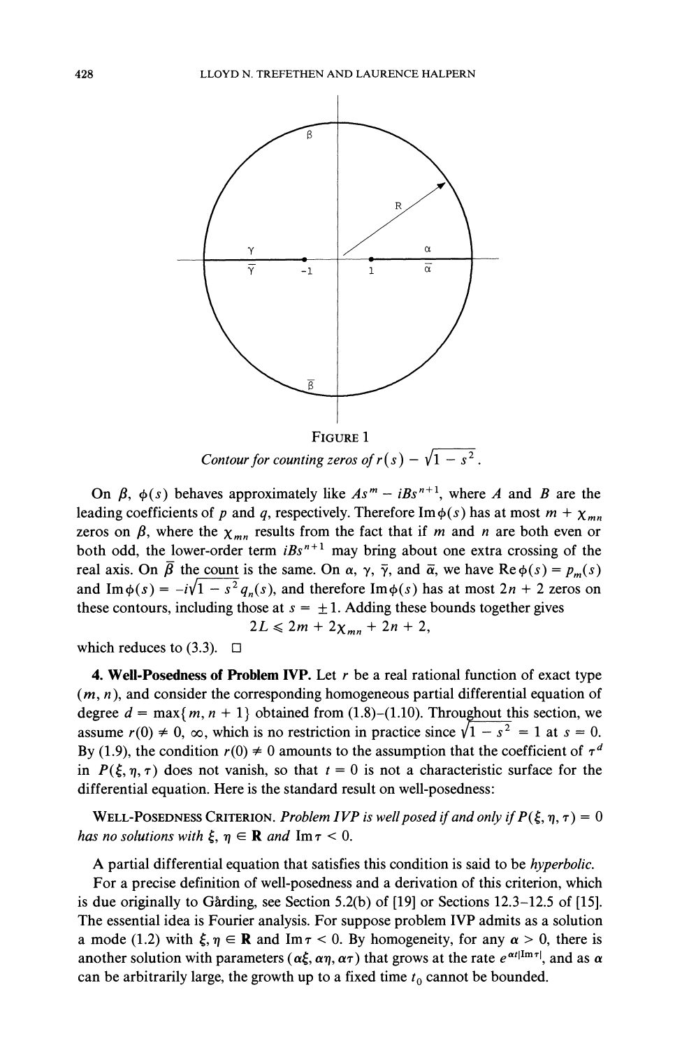FIGURE 1

*Contour for counting zeros of* $r(s) - \sqrt{1 - s^2}$.

On $\beta$, $\phi(s)$ behaves approximately like $As^m - iBs^{n+1}$, where $A$ and $B$ are the leading coefficients of $p$ and $q$, respectively. Therefore $\operatorname{Im}\phi(s)$ has at most $m + \chi_{mn}$ zeros on $\beta$, where the $\chi_{mn}$ results from the fact that if $m$ and $n$ are both even or both odd, the lower-order term $iBs^{n+1}$ may bring about one extra crossing of the real axis. On $\bar{\beta}$ the count is the same. On $\alpha$, $\gamma$, $\bar{\gamma}$, and $\bar{\alpha}$, we have $\operatorname{Re}\phi(s) = p_m(s)$ and $\operatorname{Im}\phi(s) = -i\sqrt{1 - s^2}\, q_n(s)$, and therefore $\operatorname{Im}\phi(s)$ has at most $2n + 2$ zeros on these contours, including those at $s = \pm 1$. Adding these bounds together gives

$$2L \leqslant 2m + 2\chi_{mn} + 2n + 2,$$

which reduces to (3.3). □

**4. Well-Posedness of Problem IVP.** Let $r$ be a real rational function of exact type $(m, n)$, and consider the corresponding homogeneous partial differential equation of degree $d = \max\{m, n + 1\}$ obtained from (1.8)–(1.10). Throughout this section, we assume $r(0) \neq 0, \infty$, which is no restriction in practice since $\sqrt{1 - s^2} = 1$ at $s = 0$. By (1.9), the condition $r(0) \neq 0$ amounts to the assumption that the coefficient of $\tau^d$ in $P(\xi, \eta, \tau)$ does not vanish, so that $t = 0$ is not a characteristic surface for the differential equation. Here is the standard result on well-posedness:

WELL-POSEDNESS CRITERION. *Problem IVP is well posed if and only if* $P(\xi, \eta, \tau) = 0$ *has no solutions with* $\xi, \eta \in \mathbf{R}$ *and* $\operatorname{Im}\tau < 0$.

A partial differential equation that satisfies this condition is said to be *hyperbolic*.

For a precise definition of well-posedness and a derivation of this criterion, which is due originally to Gårding, see Section 5.2(b) of [19] or Sections 12.3–12.5 of [15]. The essential idea is Fourier analysis. For suppose problem IVP admits as a solution a mode (1.2) with $\xi, \eta \in \mathbf{R}$ and $\operatorname{Im}\tau < 0$. By homogeneity, for any $\alpha > 0$, there is another solution with parameters $(\alpha\xi, \alpha\eta, \alpha\tau)$ that grows at the rate $e^{\alpha t|\operatorname{Im}\tau|}$, and as $\alpha$ can be arbitrarily large, the growth up to a fixed time $t_0$ cannot be bounded.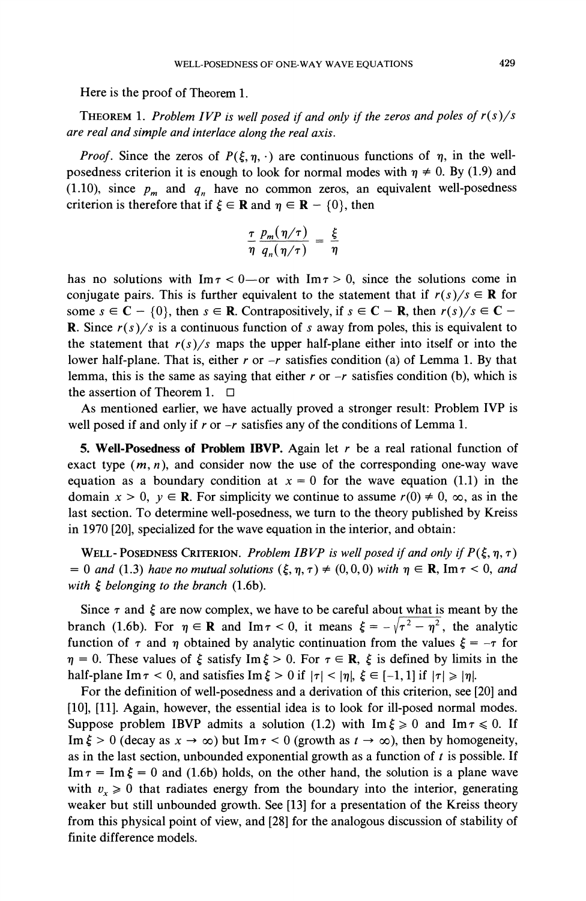Here is the proof of Theorem 1.

THEOREM 1. *Problem IVP is well posed if and only if the zeros and poles of $r(s)/s$ are real and simple and interlace along the real axis.*

*Proof.* Since the zeros of $P(\xi, \eta, \cdot)$ are continuous functions of $\eta$, in the well-posedness criterion it is enough to look for normal modes with $\eta \neq 0$. By (1.9) and (1.10), since $p_m$ and $q_n$ have no common zeros, an equivalent well-posedness criterion is therefore that if $\xi \in \mathbf{R}$ and $\eta \in \mathbf{R} - \{0\}$, then

$$\frac{\tau}{\eta} \frac{p_m(\eta/\tau)}{q_n(\eta/\tau)} = \frac{\xi}{\eta}$$

has no solutions with $\operatorname{Im} \tau < 0$—or with $\operatorname{Im} \tau > 0$, since the solutions come in conjugate pairs. This is further equivalent to the statement that if $r(s)/s \in \mathbf{R}$ for some $s \in \mathbf{C} - \{0\}$, then $s \in \mathbf{R}$. Contrapositively, if $s \in \mathbf{C} - \mathbf{R}$, then $r(s)/s \in \mathbf{C} - \mathbf{R}$. Since $r(s)/s$ is a continuous function of $s$ away from poles, this is equivalent to the statement that $r(s)/s$ maps the upper half-plane either into itself or into the lower half-plane. That is, either $r$ or $-r$ satisfies condition (a) of Lemma 1. By that lemma, this is the same as saying that either $r$ or $-r$ satisfies condition (b), which is the assertion of Theorem 1. □

As mentioned earlier, we have actually proved a stronger result: Problem IVP is well posed if and only if $r$ or $-r$ satisfies any of the conditions of Lemma 1.

**5. Well-Posedness of Problem IBVP.** Again let $r$ be a real rational function of exact type $(m, n)$, and consider now the use of the corresponding one-way wave equation as a boundary condition at $x = 0$ for the wave equation (1.1) in the domain $x > 0$, $y \in \mathbf{R}$. For simplicity we continue to assume $r(0) \neq 0, \infty$, as in the last section. To determine well-posedness, we turn to the theory published by Kreiss in 1970 [20], specialized for the wave equation in the interior, and obtain:

WELL-POSEDNESS CRITERION. *Problem IBVP is well posed if and only if $P(\xi, \eta, \tau) = 0$ and (1.3) have no mutual solutions $(\xi, \eta, \tau) \neq (0, 0, 0)$ with $\eta \in \mathbf{R}$, $\operatorname{Im} \tau < 0$, and with $\xi$ belonging to the branch (1.6b).*

Since $\tau$ and $\xi$ are now complex, we have to be careful about what is meant by the branch (1.6b). For $\eta \in \mathbf{R}$ and $\operatorname{Im} \tau < 0$, it means $\xi = -\sqrt{\tau^2 - \eta^2}$, the analytic function of $\tau$ and $\eta$ obtained by analytic continuation from the values $\xi = -\tau$ for $\eta = 0$. These values of $\xi$ satisfy $\operatorname{Im} \xi > 0$. For $\tau \in \mathbf{R}$, $\xi$ is defined by limits in the half-plane $\operatorname{Im} \tau < 0$, and satisfies $\operatorname{Im} \xi > 0$ if $|\tau| < |\eta|$, $\xi \in [-1, 1]$ if $|\tau| \geqslant |\eta|$.

For the definition of well-posedness and a derivation of this criterion, see [20] and [10], [11]. Again, however, the essential idea is to look for ill-posed normal modes. Suppose problem IBVP admits a solution (1.2) with $\operatorname{Im} \xi \geqslant 0$ and $\operatorname{Im} \tau \leqslant 0$. If $\operatorname{Im} \xi > 0$ (decay as $x \to \infty$) but $\operatorname{Im} \tau < 0$ (growth as $t \to \infty$), then by homogeneity, as in the last section, unbounded exponential growth as a function of $t$ is possible. If $\operatorname{Im} \tau = \operatorname{Im} \xi = 0$ and (1.6b) holds, on the other hand, the solution is a plane wave with $v_x \geqslant 0$ that radiates energy from the boundary into the interior, generating weaker but still unbounded growth. See [13] for a presentation of the Kreiss theory from this physical point of view, and [28] for the analogous discussion of stability of finite difference models.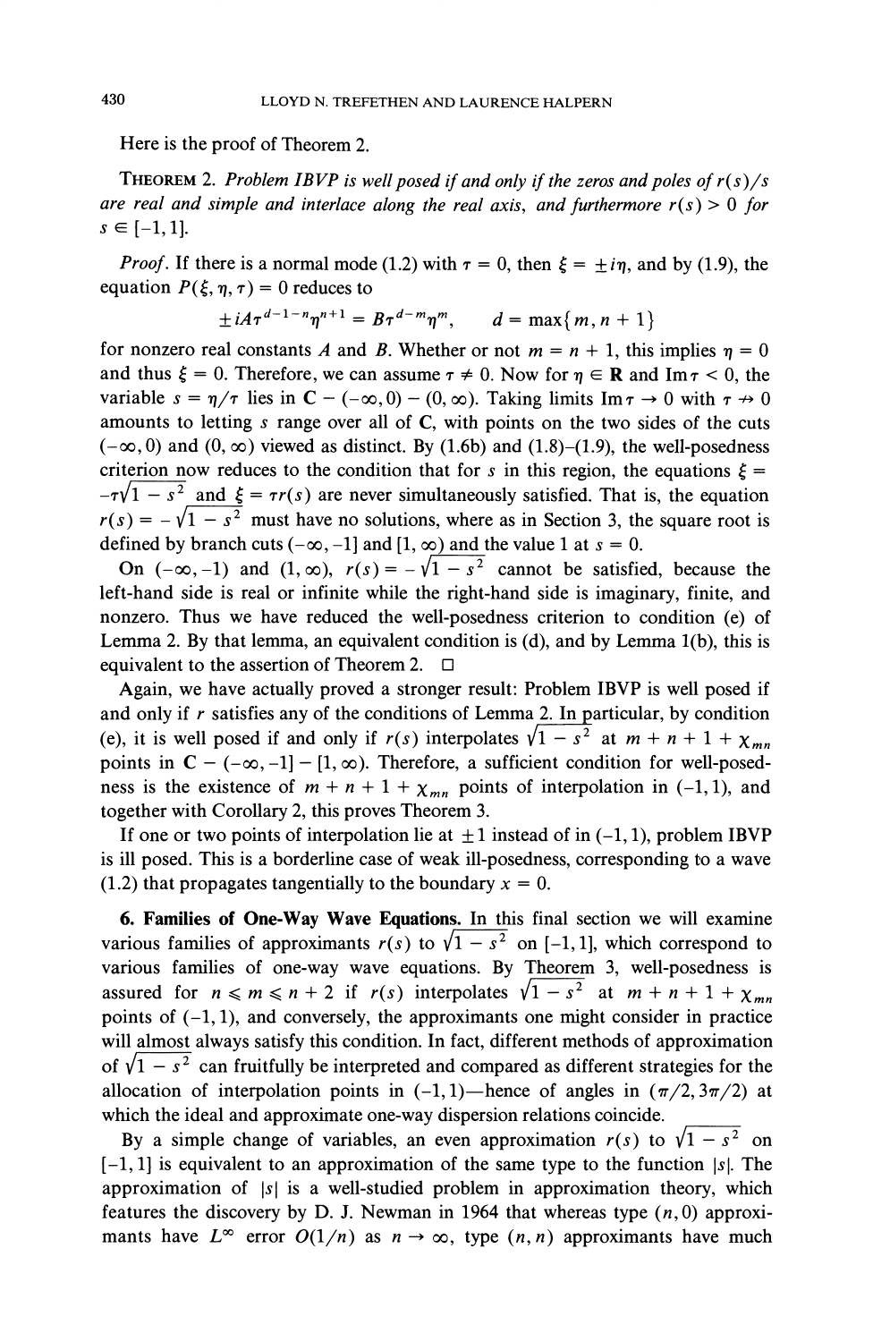Here is the proof of Theorem 2.

THEOREM 2. *Problem IBVP is well posed if and only if the zeros and poles of $r(s)/s$ are real and simple and interlace along the real axis, and furthermore $r(s) > 0$ for $s \in [-1, 1]$.*

*Proof.* If there is a normal mode (1.2) with $\tau = 0$, then $\xi = \pm i\eta$, and by (1.9), the equation $P(\xi, \eta, \tau) = 0$ reduces to

$$\pm iA\tau^{d-1-n}\eta^{n+1} = B\tau^{d-m}\eta^m, \qquad d = \max\{m, n+1\}$$

for nonzero real constants $A$ and $B$. Whether or not $m = n + 1$, this implies $\eta = 0$ and thus $\xi = 0$. Therefore, we can assume $\tau \neq 0$. Now for $\eta \in \mathbf{R}$ and $\operatorname{Im}\tau < 0$, the variable $s = \eta/\tau$ lies in $\mathbf{C} - (-\infty, 0) - (0, \infty)$. Taking limits $\operatorname{Im}\tau \to 0$ with $\tau \nrightarrow 0$ amounts to letting $s$ range over all of $\mathbf{C}$, with points on the two sides of the cuts $(-\infty, 0)$ and $(0, \infty)$ viewed as distinct. By (1.6b) and (1.8)–(1.9), the well-posedness criterion now reduces to the condition that for $s$ in this region, the equations $\xi = -\tau\sqrt{1-s^2}$ and $\xi = \tau r(s)$ are never simultaneously satisfied. That is, the equation $r(s) = -\sqrt{1-s^2}$ must have no solutions, where as in Section 3, the square root is defined by branch cuts $(-\infty, -1]$ and $[1, \infty)$ and the value 1 at $s = 0$.

On $(-\infty, -1)$ and $(1, \infty)$, $r(s) = -\sqrt{1-s^2}$ cannot be satisfied, because the left-hand side is real or infinite while the right-hand side is imaginary, finite, and nonzero. Thus we have reduced the well-posedness criterion to condition (e) of Lemma 2. By that lemma, an equivalent condition is (d), and by Lemma 1(b), this is equivalent to the assertion of Theorem 2. $\square$

Again, we have actually proved a stronger result: Problem IBVP is well posed if and only if $r$ satisfies any of the conditions of Lemma 2. In particular, by condition (e), it is well posed if and only if $r(s)$ interpolates $\sqrt{1-s^2}$ at $m + n + 1 + \chi_{mn}$ points in $\mathbf{C} - (-\infty, -1] - [1, \infty)$. Therefore, a sufficient condition for well-posedness is the existence of $m + n + 1 + \chi_{mn}$ points of interpolation in $(-1, 1)$, and together with Corollary 2, this proves Theorem 3.

If one or two points of interpolation lie at $\pm 1$ instead of in $(-1, 1)$, problem IBVP is ill posed. This is a borderline case of weak ill-posedness, corresponding to a wave (1.2) that propagates tangentially to the boundary $x = 0$.

## 6. Families of One-Way Wave Equations.

In this final section we will examine various families of approximants $r(s)$ to $\sqrt{1-s^2}$ on $[-1, 1]$, which correspond to various families of one-way wave equations. By Theorem 3, well-posedness is assured for $n \leqslant m \leqslant n + 2$ if $r(s)$ interpolates $\sqrt{1-s^2}$ at $m + n + 1 + \chi_{mn}$ points of $(-1, 1)$, and conversely, the approximants one might consider in practice will almost always satisfy this condition. In fact, different methods of approximation of $\sqrt{1-s^2}$ can fruitfully be interpreted and compared as different strategies for the allocation of interpolation points in $(-1, 1)$—hence of angles in $(\pi/2, 3\pi/2)$ at which the ideal and approximate one-way dispersion relations coincide.

By a simple change of variables, an even approximation $r(s)$ to $\sqrt{1-s^2}$ on $[-1, 1]$ is equivalent to an approximation of the same type to the function $|s|$. The approximation of $|s|$ is a well-studied problem in approximation theory, which features the discovery by D. J. Newman in 1964 that whereas type $(n, 0)$ approximants have $L^\infty$ error $O(1/n)$ as $n \to \infty$, type $(n, n)$ approximants have much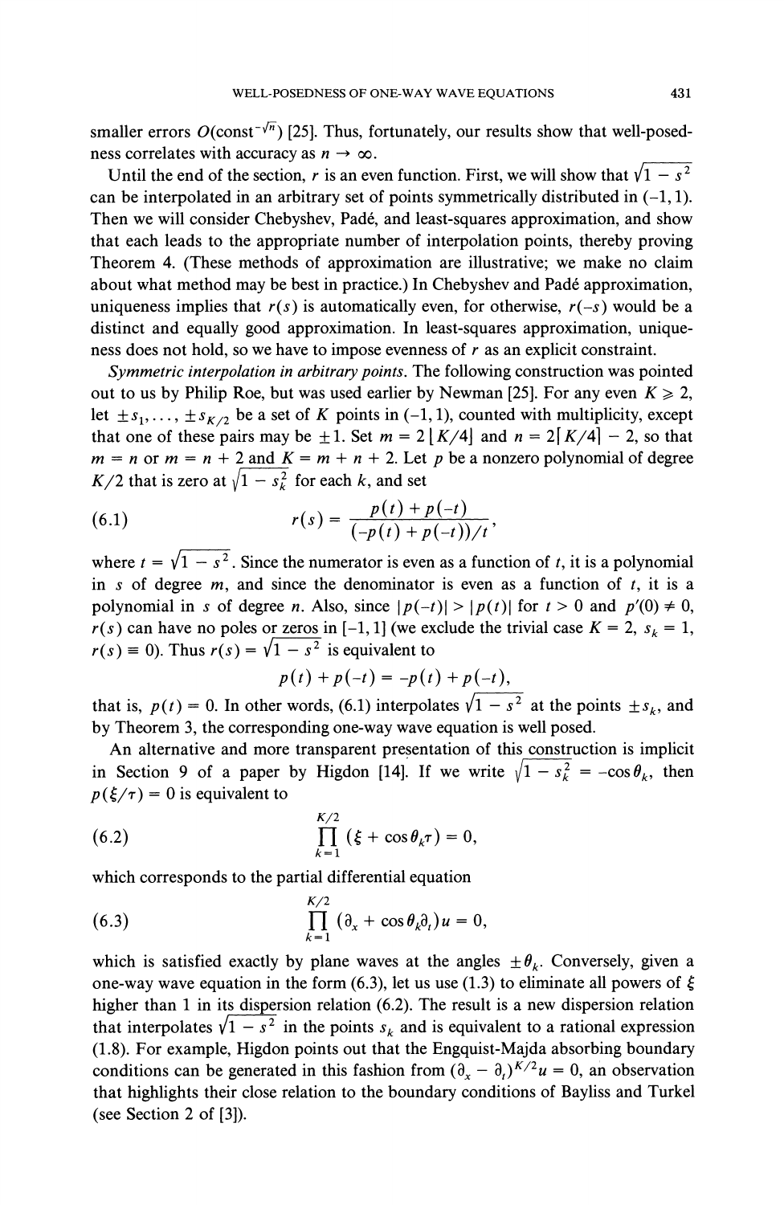smaller errors $O(\text{const}^{-\sqrt{n}})$ [25]. Thus, fortunately, our results show that well-posedness correlates with accuracy as $n \to \infty$.

Until the end of the section, $r$ is an even function. First, we will show that $\sqrt{1-s^2}$ can be interpolated in an arbitrary set of points symmetrically distributed in $(-1, 1)$. Then we will consider Chebyshev, Padé, and least-squares approximation, and show that each leads to the appropriate number of interpolation points, thereby proving Theorem 4. (These methods of approximation are illustrative; we make no claim about what method may be best in practice.) In Chebyshev and Padé approximation, uniqueness implies that $r(s)$ is automatically even, for otherwise, $r(-s)$ would be a distinct and equally good approximation. In least-squares approximation, uniqueness does not hold, so we have to impose evenness of $r$ as an explicit constraint.

*Symmetric interpolation in arbitrary points.* The following construction was pointed out to us by Philip Roe, but was used earlier by Newman [25]. For any even $K \geqslant 2$, let $\pm s_1, \ldots, \pm s_{K/2}$ be a set of $K$ points in $(-1, 1)$, counted with multiplicity, except that one of these pairs may be $\pm 1$. Set $m = 2\lfloor K/4 \rfloor$ and $n = 2\lceil K/4 \rceil - 2$, so that $m = n$ or $m = n + 2$ and $K = m + n + 2$. Let $p$ be a nonzero polynomial of degree $K/2$ that is zero at $\sqrt{1 - s_k^2}$ for each $k$, and set

$$r(s) = \frac{p(t) + p(-t)}{(-p(t) + p(-t))/t}, \tag{6.1}$$

where $t = \sqrt{1 - s^2}$. Since the numerator is even as a function of $t$, it is a polynomial in $s$ of degree $m$, and since the denominator is even as a function of $t$, it is a polynomial in $s$ of degree $n$. Also, since $|p(-t)| > |p(t)|$ for $t > 0$ and $p'(0) \neq 0$, $r(s)$ can have no poles or zeros in $[-1, 1]$ (we exclude the trivial case $K = 2$, $s_k = 1$, $r(s) \equiv 0$). Thus $r(s) = \sqrt{1 - s^2}$ is equivalent to

$$p(t) + p(-t) = -p(t) + p(-t),$$

that is, $p(t) = 0$. In other words, (6.1) interpolates $\sqrt{1-s^2}$ at the points $\pm s_k$, and by Theorem 3, the corresponding one-way wave equation is well posed.

An alternative and more transparent presentation of this construction is implicit in Section 9 of a paper by Higdon [14]. If we write $\sqrt{1 - s_k^2} = -\cos\theta_k$, then $p(\xi/\tau) = 0$ is equivalent to

$$\prod_{k=1}^{K/2} (\xi + \cos\theta_k \tau) = 0, \tag{6.2}$$

which corresponds to the partial differential equation

$$\prod_{k=1}^{K/2} (\partial_x + \cos\theta_k \partial_t) u = 0, \tag{6.3}$$

which is satisfied exactly by plane waves at the angles $\pm\theta_k$. Conversely, given a one-way wave equation in the form (6.3), let us use (1.3) to eliminate all powers of $\xi$ higher than 1 in its dispersion relation (6.2). The result is a new dispersion relation that interpolates $\sqrt{1-s^2}$ in the points $s_k$ and is equivalent to a rational expression (1.8). For example, Higdon points out that the Engquist-Majda absorbing boundary conditions can be generated in this fashion from $(\partial_x - \partial_t)^{K/2} u = 0$, an observation that highlights their close relation to the boundary conditions of Bayliss and Turkel (see Section 2 of [3]).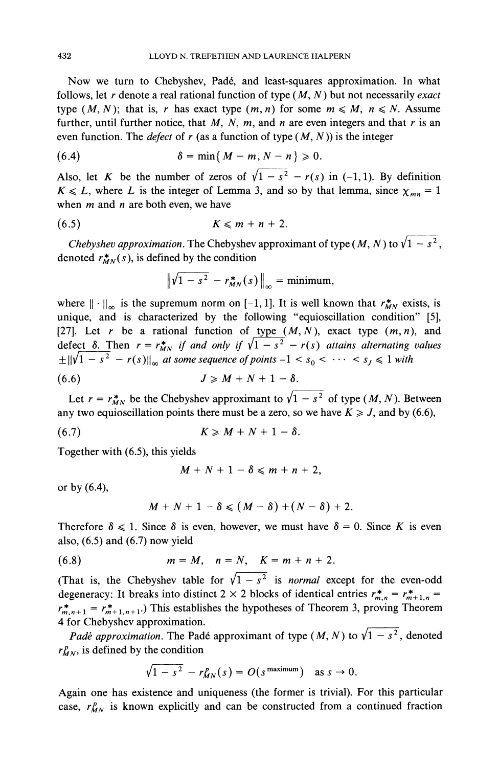Now we turn to Chebyshev, Padé, and least-squares approximation. In what follows, let $r$ denote a real rational function of type $(M, N)$ but not necessarily *exact* type $(M, N)$; that is, $r$ has exact type $(m, n)$ for some $m \leqslant M$, $n \leqslant N$. Assume further, until further notice, that $M$, $N$, $m$, and $n$ are even integers and that $r$ is an even function. The *defect* of $r$ (as a function of type $(M, N)$) is the integer

$$\delta = \min\{M - m, N - n\} \geqslant 0. \tag{6.4}$$

Also, let $K$ be the number of zeros of $\sqrt{1 - s^2} - r(s)$ in $(-1, 1)$. By definition $K \leqslant L$, where $L$ is the integer of Lemma 3, and so by that lemma, since $\chi_{mn} = 1$ when $m$ and $n$ are both even, we have

$$K \leqslant m + n + 2. \tag{6.5}$$

*Chebyshev approximation.* The Chebyshev approximant of type $(M, N)$ to $\sqrt{1 - s^2}$, denoted $r^*_{MN}(s)$, is defined by the condition

$$\left\| \sqrt{1 - s^2} - r^*_{MN}(s) \right\|_\infty = \text{minimum},$$

where $\|\cdot\|_\infty$ is the supremum norm on $[-1, 1]$. It is well known that $r^*_{MN}$ exists, is unique, and is characterized by the following "equioscillation condition" [5], [27]. Let $r$ be a rational function of type $(M, N)$, exact type $(m, n)$, and defect $\delta$. Then $r = r^*_{MN}$ *if and only if* $\sqrt{1 - s^2} - r(s)$ *attains alternating values* $\pm\|\sqrt{1 - s^2} - r(s)\|_\infty$ *at some sequence of points* $-1 < s_0 < \cdots < s_J \leqslant 1$ *with*

$$J \geqslant M + N + 1 - \delta. \tag{6.6}$$

Let $r = r^*_{MN}$ be the Chebyshev approximant to $\sqrt{1 - s^2}$ of type $(M, N)$. Between any two equioscillation points there must be a zero, so we have $K \geqslant J$, and by (6.6),

$$K \geqslant M + N + 1 - \delta. \tag{6.7}$$

Together with (6.5), this yields

$$M + N + 1 - \delta \leqslant m + n + 2,$$

or by (6.4),

$$M + N + 1 - \delta \leqslant (M - \delta) + (N - \delta) + 2.$$

Therefore $\delta \leqslant 1$. Since $\delta$ is even, however, we must have $\delta = 0$. Since $K$ is even also, (6.5) and (6.7) now yield

$$m = M, \quad n = N, \quad K = m + n + 2. \tag{6.8}$$

(That is, the Chebyshev table for $\sqrt{1 - s^2}$ is *normal* except for the even-odd degeneracy: It breaks into distinct $2 \times 2$ blocks of identical entries $r^*_{m,n} = r^*_{m+1,n} = r^*_{m,n+1} = r^*_{m+1,n+1}$.) This establishes the hypotheses of Theorem 3, proving Theorem 4 for Chebyshev approximation.

*Padé approximation.* The Padé approximant of type $(M, N)$ to $\sqrt{1 - s^2}$, denoted $r^p_{MN}$, is defined by the condition

$$\sqrt{1 - s^2} - r^p_{MN}(s) = O(s^{\text{maximum}}) \quad \text{as } s \to 0.$$

Again one has existence and uniqueness (the former is trivial). For this particular case, $r^p_{MN}$ is known explicitly and can be constructed from a continued fraction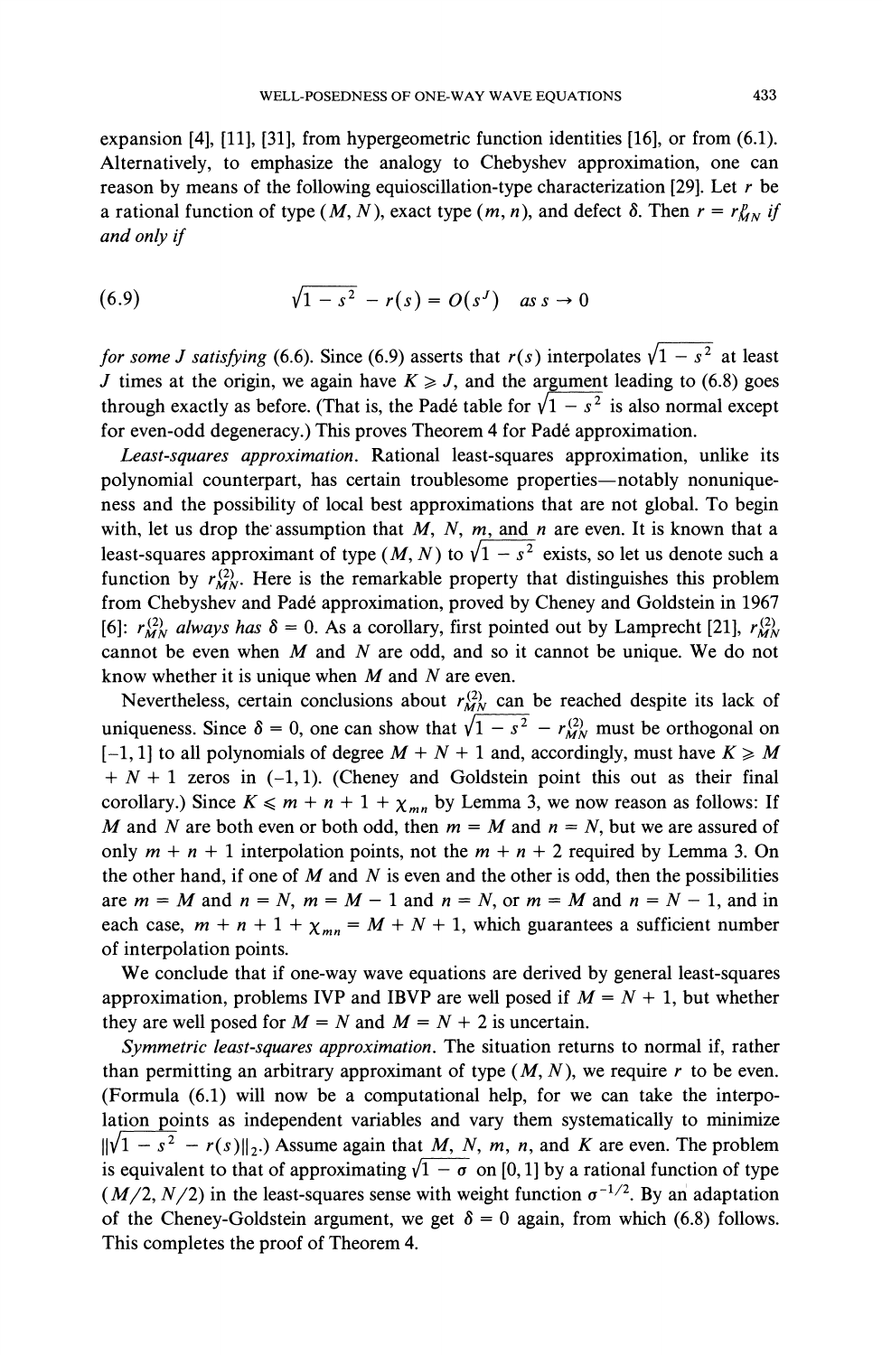expansion [4], [11], [31], from hypergeometric function identities [16], or from (6.1). Alternatively, to emphasize the analogy to Chebyshev approximation, one can reason by means of the following equioscillation-type characterization [29]. Let $r$ be a rational function of type $(M, N)$, exact type $(m, n)$, and defect $\delta$. Then $r = r^{p}_{MN}$ *if and only if*

$$\sqrt{1 - s^2} - r(s) = O(s^J) \quad \text{as } s \to 0 \tag{6.9}$$

*for some* $J$ *satisfying* (6.6). Since (6.9) asserts that $r(s)$ interpolates $\sqrt{1 - s^2}$ at least $J$ times at the origin, we again have $K \geqslant J$, and the argument leading to (6.8) goes through exactly as before. (That is, the Padé table for $\sqrt{1 - s^2}$ is also normal except for even-odd degeneracy.) This proves Theorem 4 for Padé approximation.

*Least-squares approximation.* Rational least-squares approximation, unlike its polynomial counterpart, has certain troublesome properties—notably nonuniqueness and the possibility of local best approximations that are not global. To begin with, let us drop the assumption that $M$, $N$, $m$, and $n$ are even. It is known that a least-squares approximant of type $(M, N)$ to $\sqrt{1 - s^2}$ exists, so let us denote such a function by $r^{(2)}_{MN}$. Here is the remarkable property that distinguishes this problem from Chebyshev and Padé approximation, proved by Cheney and Goldstein in 1967 [6]: $r^{(2)}_{MN}$ *always has* $\delta = 0$. As a corollary, first pointed out by Lamprecht [21], $r^{(2)}_{MN}$ cannot be even when $M$ and $N$ are odd, and so it cannot be unique. We do not know whether it is unique when $M$ and $N$ are even.

Nevertheless, certain conclusions about $r^{(2)}_{MN}$ can be reached despite its lack of uniqueness. Since $\delta = 0$, one can show that $\sqrt{1 - s^2} - r^{(2)}_{MN}$ must be orthogonal on $[-1, 1]$ to all polynomials of degree $M + N + 1$ and, accordingly, must have $K \geqslant M + N + 1$ zeros in $(-1, 1)$. (Cheney and Goldstein point this out as their final corollary.) Since $K \leqslant m + n + 1 + \chi_{mn}$ by Lemma 3, we now reason as follows: If $M$ and $N$ are both even or both odd, then $m = M$ and $n = N$, but we are assured of only $m + n + 1$ interpolation points, not the $m + n + 2$ required by Lemma 3. On the other hand, if one of $M$ and $N$ is even and the other is odd, then the possibilities are $m = M$ and $n = N$, $m = M - 1$ and $n = N$, or $m = M$ and $n = N - 1$, and in each case, $m + n + 1 + \chi_{mn} = M + N + 1$, which guarantees a sufficient number of interpolation points.

We conclude that if one-way wave equations are derived by general least-squares approximation, problems IVP and IBVP are well posed if $M = N + 1$, but whether they are well posed for $M = N$ and $M = N + 2$ is uncertain.

*Symmetric least-squares approximation.* The situation returns to normal if, rather than permitting an arbitrary approximant of type $(M, N)$, we require $r$ to be even. (Formula (6.1) will now be a computational help, for we can take the interpolation points as independent variables and vary them systematically to minimize $\|\sqrt{1 - s^2} - r(s)\|_2$.) Assume again that $M$, $N$, $m$, $n$, and $K$ are even. The problem is equivalent to that of approximating $\sqrt{1 - \sigma}$ on $[0, 1]$ by a rational function of type $(M/2, N/2)$ in the least-squares sense with weight function $\sigma^{-1/2}$. By an adaptation of the Cheney-Goldstein argument, we get $\delta = 0$ again, from which (6.8) follows. This completes the proof of Theorem 4.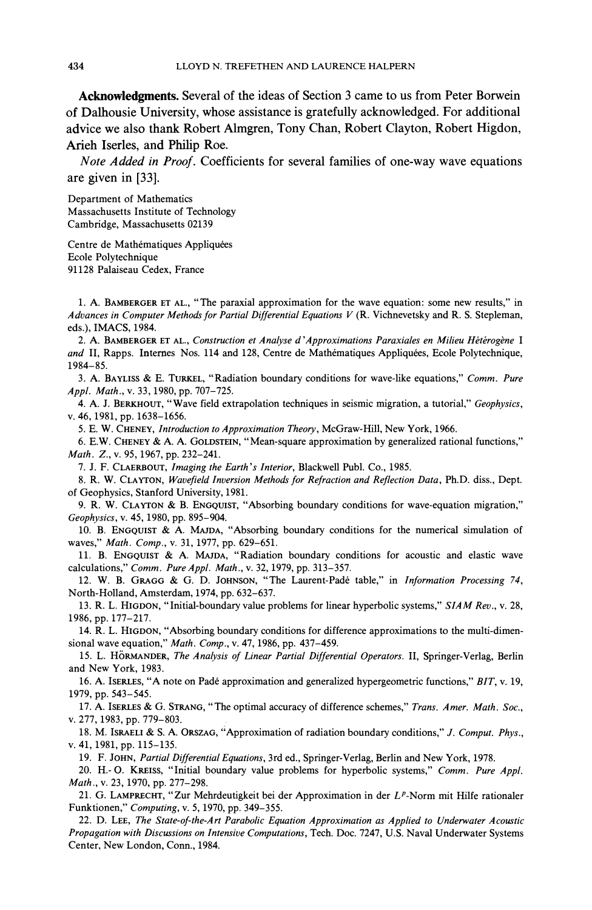**Acknowledgments.** Several of the ideas of Section 3 came to us from Peter Borwein of Dalhousie University, whose assistance is gratefully acknowledged. For additional advice we also thank Robert Almgren, Tony Chan, Robert Clayton, Robert Higdon, Arieh Iserles, and Philip Roe.

*Note Added in Proof.* Coefficients for several families of one-way wave equations are given in [33].

Department of Mathematics
Massachusetts Institute of Technology
Cambridge, Massachusetts 02139

Centre de Mathématiques Appliquées
Ecole Polytechnique
91128 Palaiseau Cedex, France

1. A. Bamberger et al., "The paraxial approximation for the wave equation: some new results," in *Advances in Computer Methods for Partial Differential Equations V* (R. Vichnevetsky and R. S. Stepleman, eds.), IMACS, 1984.

2. A. Bamberger et al., *Construction et Analyse d'Approximations Paraxiales en Milieu Hétérogène* I *and* II, Rapps. Internes Nos. 114 and 128, Centre de Mathématiques Appliquées, Ecole Polytechnique, 1984–85.

3. A. Bayliss & E. Turkel, "Radiation boundary conditions for wave-like equations," *Comm. Pure Appl. Math.*, v. 33, 1980, pp. 707–725.

4. A. J. Berkhout, "Wave field extrapolation techniques in seismic migration, a tutorial," *Geophysics*, v. 46, 1981, pp. 1638–1656.

5. E. W. Cheney, *Introduction to Approximation Theory*, McGraw-Hill, New York, 1966.

6. E.W. Cheney & A. A. Goldstein, "Mean-square approximation by generalized rational functions," *Math. Z.*, v. 95, 1967, pp. 232–241.

7. J. F. Claerbout, *Imaging the Earth's Interior*, Blackwell Publ. Co., 1985.

8. R. W. Clayton, *Wavefield Inversion Methods for Refraction and Reflection Data*, Ph.D. diss., Dept. of Geophysics, Stanford University, 1981.

9. R. W. Clayton & B. Engquist, "Absorbing boundary conditions for wave-equation migration," *Geophysics*, v. 45, 1980, pp. 895–904.

10. B. Engquist & A. Majda, "Absorbing boundary conditions for the numerical simulation of waves," *Math. Comp.*, v. 31, 1977, pp. 629–651.

11. B. Engquist & A. Majda, "Radiation boundary conditions for acoustic and elastic wave calculations," *Comm. Pure Appl. Math.*, v. 32, 1979, pp. 313–357.

12. W. B. Gragg & G. D. Johnson, "The Laurent-Padé table," in *Information Processing 74*, North-Holland, Amsterdam, 1974, pp. 632–637.

13. R. L. Higdon, "Initial-boundary value problems for linear hyperbolic systems," *SIAM Rev.*, v. 28, 1986, pp. 177–217.

14. R. L. Higdon, "Absorbing boundary conditions for difference approximations to the multi-dimensional wave equation," *Math. Comp.*, v. 47, 1986, pp. 437–459.

15. L. Hörmander, *The Analysis of Linear Partial Differential Operators*. II, Springer-Verlag, Berlin and New York, 1983.

16. A. Iserles, "A note on Padé approximation and generalized hypergeometric functions," *BIT*, v. 19, 1979, pp. 543–545.

17. A. Iserles & G. Strang, "The optimal accuracy of difference schemes," *Trans. Amer. Math. Soc.*, v. 277, 1983, pp. 779–803.

18. M. Israeli & S. A. Orszag, "Approximation of radiation boundary conditions," *J. Comput. Phys.*, v. 41, 1981, pp. 115–135.

19. F. John, *Partial Differential Equations*, 3rd ed., Springer-Verlag, Berlin and New York, 1978.

20. H.-O. Kreiss, "Initial boundary value problems for hyperbolic systems," *Comm. Pure Appl. Math.*, v. 23, 1970, pp. 277–298.

21. G. Lamprecht, "Zur Mehrdeutigkeit bei der Approximation in der $L^p$-Norm mit Hilfe rationaler Funktionen," *Computing*, v. 5, 1970, pp. 349–355.

22. D. Lee, *The State-of-the-Art Parabolic Equation Approximation as Applied to Underwater Acoustic Propagation with Discussions on Intensive Computations*, Tech. Doc. 7247, U.S. Naval Underwater Systems Center, New London, Conn., 1984.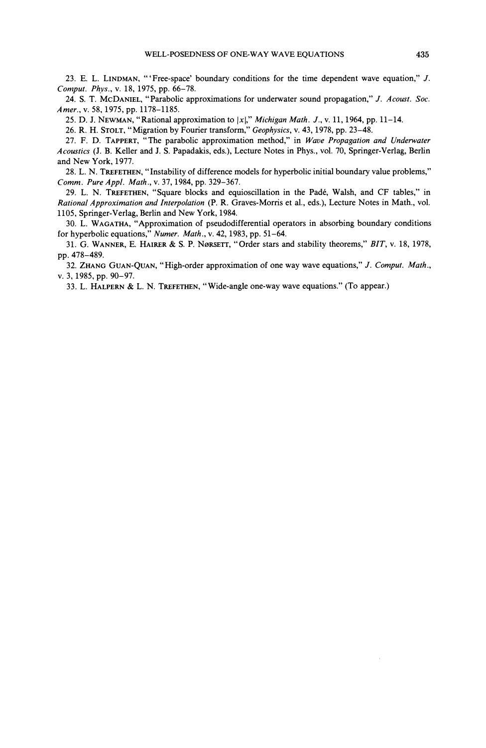23. E. L. Lindman, "'Free-space' boundary conditions for the time dependent wave equation," *J. Comput. Phys.*, v. 18, 1975, pp. 66–78.

24. S. T. McDaniel, "Parabolic approximations for underwater sound propagation," *J. Acoust. Soc. Amer.*, v. 58, 1975, pp. 1178–1185.

25. D. J. Newman, "Rational approximation to $|x|$," *Michigan Math. J.*, v. 11, 1964, pp. 11–14.

26. R. H. Stolt, "Migration by Fourier transform," *Geophysics*, v. 43, 1978, pp. 23–48.

27. F. D. Tappert, "The parabolic approximation method," in *Wave Propagation and Underwater Acoustics* (J. B. Keller and J. S. Papadakis, eds.), Lecture Notes in Phys., vol. 70, Springer-Verlag, Berlin and New York, 1977.

28. L. N. Trefethen, "Instability of difference models for hyperbolic initial boundary value problems," *Comm. Pure Appl. Math.*, v. 37, 1984, pp. 329–367.

29. L. N. Trefethen, "Square blocks and equioscillation in the Padé, Walsh, and CF tables," in *Rational Approximation and Interpolation* (P. R. Graves-Morris et al., eds.), Lecture Notes in Math., vol. 1105, Springer-Verlag, Berlin and New York, 1984.

30. L. Wagatha, "Approximation of pseudodifferential operators in absorbing boundary conditions for hyperbolic equations," *Numer. Math.*, v. 42, 1983, pp. 51–64.

31. G. Wanner, E. Hairer & S. P. Nørsett, "Order stars and stability theorems," *BIT*, v. 18, 1978, pp. 478–489.

32. Zhang Guan-Quan, "High-order approximation of one way wave equations," *J. Comput. Math.*, v. 3, 1985, pp. 90–97.

33. L. Halpern & L. N. Trefethen, "Wide-angle one-way wave equations." (To appear.)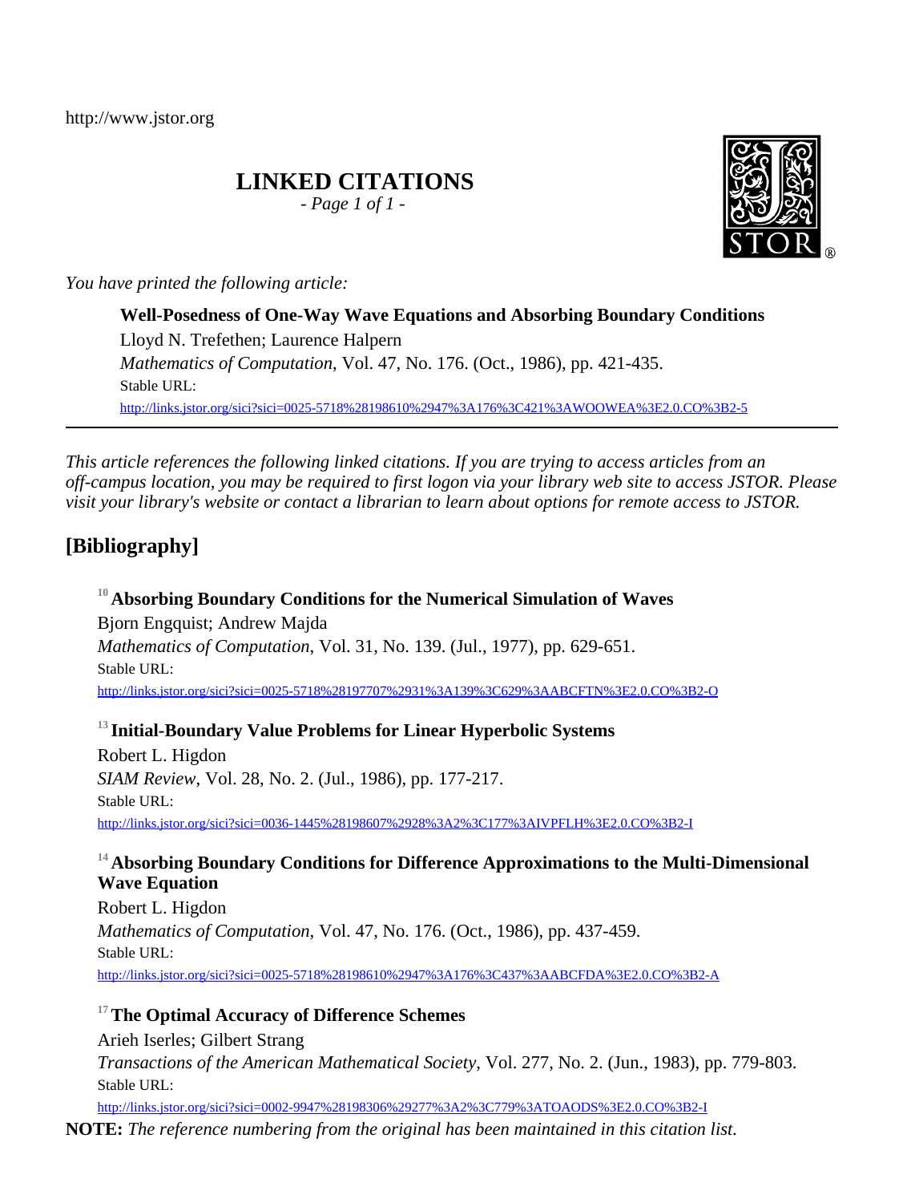http://www.jstor.org

# LINKED CITATIONS

*- Page 1 of 1 -*

*You have printed the following article:*

**Well-Posedness of One-Way Wave Equations and Absorbing Boundary Conditions**
Lloyd N. Trefethen; Laurence Halpern
*Mathematics of Computation*, Vol. 47, No. 176. (Oct., 1986), pp. 421-435.
Stable URL:
http://links.jstor.org/sici?sici=0025-5718%28198610%2947%3A176%3C421%3AWOOWEA%3E2.0.CO%3B2-5

---

*This article references the following linked citations. If you are trying to access articles from an off-campus location, you may be required to first logon via your library web site to access JSTOR. Please visit your library's website or contact a librarian to learn about options for remote access to JSTOR.*

## [Bibliography]

[10] **Absorbing Boundary Conditions for the Numerical Simulation of Waves**
Bjorn Engquist; Andrew Majda
*Mathematics of Computation*, Vol. 31, No. 139. (Jul., 1977), pp. 629-651.
Stable URL:
http://links.jstor.org/sici?sici=0025-5718%28197707%2931%3A139%3C629%3AABCFTN%3E2.0.CO%3B2-O

[13] **Initial-Boundary Value Problems for Linear Hyperbolic Systems**
Robert L. Higdon
*SIAM Review*, Vol. 28, No. 2. (Jul., 1986), pp. 177-217.
Stable URL:
http://links.jstor.org/sici?sici=0036-1445%28198607%2928%3A2%3C177%3AIVPFLH%3E2.0.CO%3B2-I

[14] **Absorbing Boundary Conditions for Difference Approximations to the Multi-Dimensional Wave Equation**
Robert L. Higdon
*Mathematics of Computation*, Vol. 47, No. 176. (Oct., 1986), pp. 437-459.
Stable URL:
http://links.jstor.org/sici?sici=0025-5718%28198610%2947%3A176%3C437%3AABCFDA%3E2.0.CO%3B2-A

[17] **The Optimal Accuracy of Difference Schemes**
Arieh Iserles; Gilbert Strang
*Transactions of the American Mathematical Society*, Vol. 277, No. 2. (Jun., 1983), pp. 779-803.
Stable URL:
http://links.jstor.org/sici?sici=0002-9947%28198306%29277%3A2%3C779%3ATOAODS%3E2.0.CO%3B2-I

**NOTE:** *The reference numbering from the original has been maintained in this citation list.*